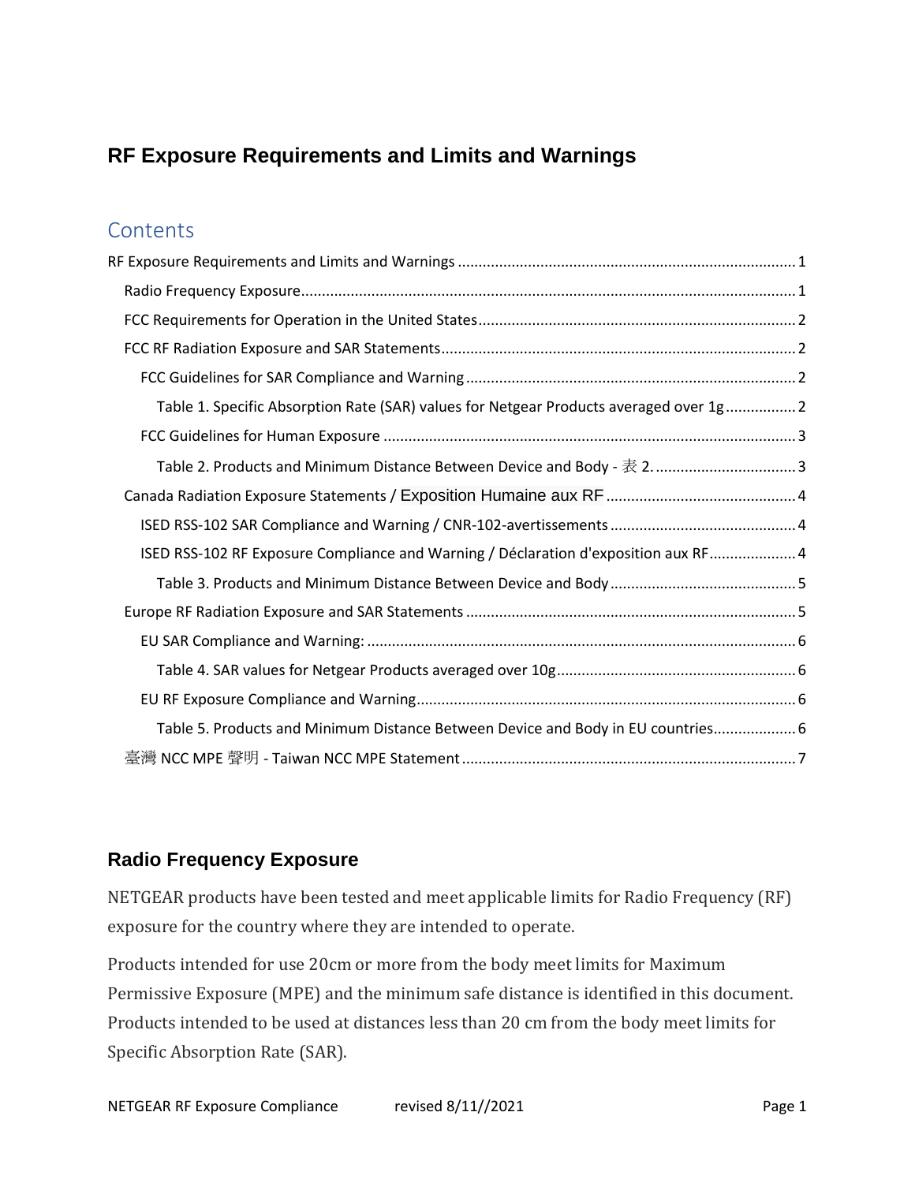# RF Exposure Requirements and Limits and Warnings

## Contents

RF Exposure Requirements and Limits and Warnings ........ 1

- Radio Frequency Exposure ........ 1
- FCC Requirements for Operation in the United States ........ 2
- FCC RF Radiation Exposure and SAR Statements ........ 2
  - FCC Guidelines for SAR Compliance and Warning ........ 2
    - Table 1. Specific Absorption Rate (SAR) values for Netgear Products averaged over 1g ........ 2
  - FCC Guidelines for Human Exposure ........ 3
    - Table 2. Products and Minimum Distance Between Device and Body - 表 2. ........ 3
- Canada Radiation Exposure Statements / Exposition Humaine aux RF ........ 4
  - ISED RSS-102 SAR Compliance and Warning / CNR-102-avertissements ........ 4
  - ISED RSS-102 RF Exposure Compliance and Warning / Déclaration d'exposition aux RF ........ 4
    - Table 3. Products and Minimum Distance Between Device and Body ........ 5
- Europe RF Radiation Exposure and SAR Statements ........ 5
  - EU SAR Compliance and Warning: ........ 6
    - Table 4. SAR values for Netgear Products averaged over 10g ........ 6
  - EU RF Exposure Compliance and Warning ........ 6
    - Table 5. Products and Minimum Distance Between Device and Body in EU countries ........ 6
- 臺灣 NCC MPE 聲明 - Taiwan NCC MPE Statement ........ 7

## Radio Frequency Exposure

NETGEAR products have been tested and meet applicable limits for Radio Frequency (RF) exposure for the country where they are intended to operate.

Products intended for use 20cm or more from the body meet limits for Maximum Permissive Exposure (MPE) and the minimum safe distance is identified in this document. Products intended to be used at distances less than 20 cm from the body meet limits for Specific Absorption Rate (SAR).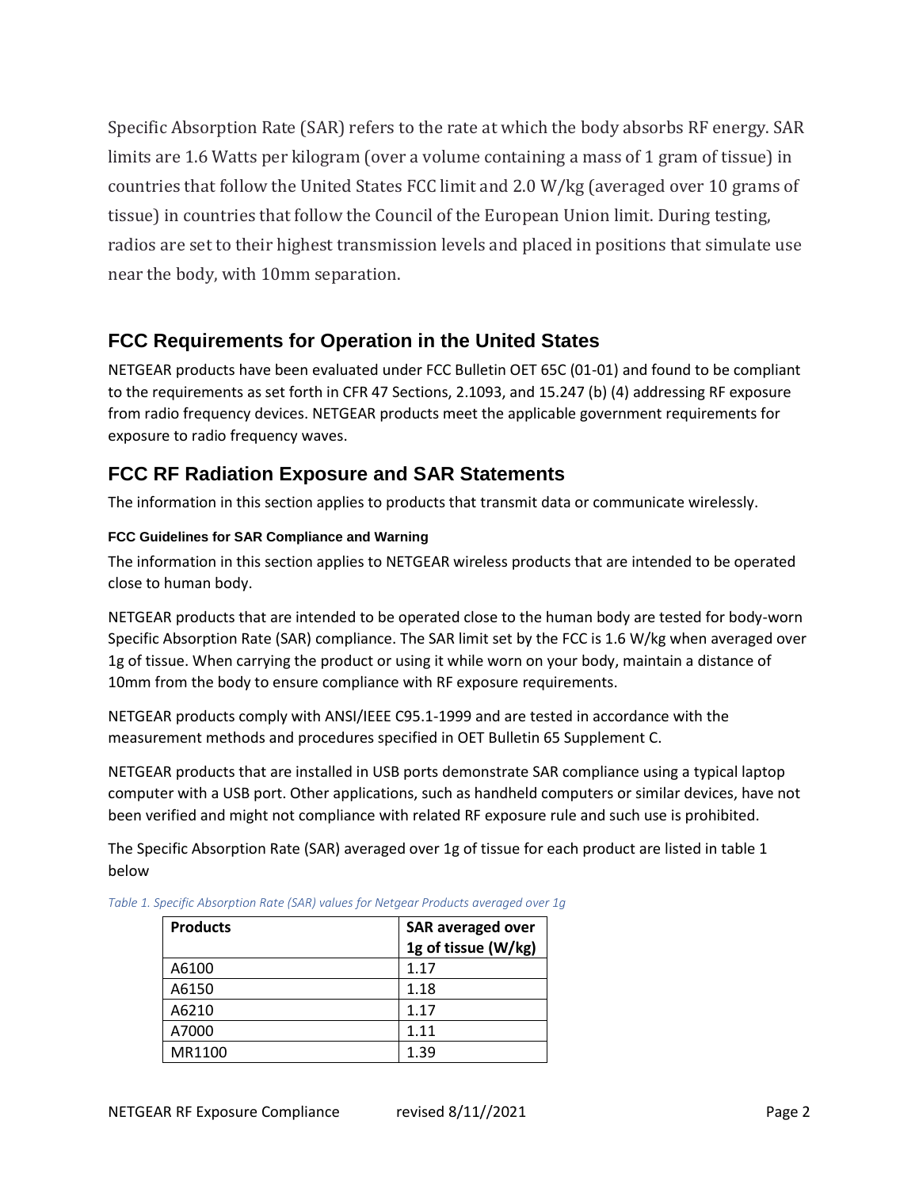Specific Absorption Rate (SAR) refers to the rate at which the body absorbs RF energy. SAR limits are 1.6 Watts per kilogram (over a volume containing a mass of 1 gram of tissue) in countries that follow the United States FCC limit and 2.0 W/kg (averaged over 10 grams of tissue) in countries that follow the Council of the European Union limit. During testing, radios are set to their highest transmission levels and placed in positions that simulate use near the body, with 10mm separation.

## FCC Requirements for Operation in the United States

NETGEAR products have been evaluated under FCC Bulletin OET 65C (01-01) and found to be compliant to the requirements as set forth in CFR 47 Sections, 2.1093, and 15.247 (b) (4) addressing RF exposure from radio frequency devices. NETGEAR products meet the applicable government requirements for exposure to radio frequency waves.

## FCC RF Radiation Exposure and SAR Statements

The information in this section applies to products that transmit data or communicate wirelessly.

#### FCC Guidelines for SAR Compliance and Warning

The information in this section applies to NETGEAR wireless products that are intended to be operated close to human body.

NETGEAR products that are intended to be operated close to the human body are tested for body-worn Specific Absorption Rate (SAR) compliance. The SAR limit set by the FCC is 1.6 W/kg when averaged over 1g of tissue. When carrying the product or using it while worn on your body, maintain a distance of 10mm from the body to ensure compliance with RF exposure requirements.

NETGEAR products comply with ANSI/IEEE C95.1-1999 and are tested in accordance with the measurement methods and procedures specified in OET Bulletin 65 Supplement C.

NETGEAR products that are installed in USB ports demonstrate SAR compliance using a typical laptop computer with a USB port. Other applications, such as handheld computers or similar devices, have not been verified and might not compliance with related RF exposure rule and such use is prohibited.

The Specific Absorption Rate (SAR) averaged over 1g of tissue for each product are listed in table 1 below

*Table 1. Specific Absorption Rate (SAR) values for Netgear Products averaged over 1g*

| Products | SAR averaged over 1g of tissue (W/kg) |
|---|---|
| A6100 | 1.17 |
| A6150 | 1.18 |
| A6210 | 1.17 |
| A7000 | 1.11 |
| MR1100 | 1.39 |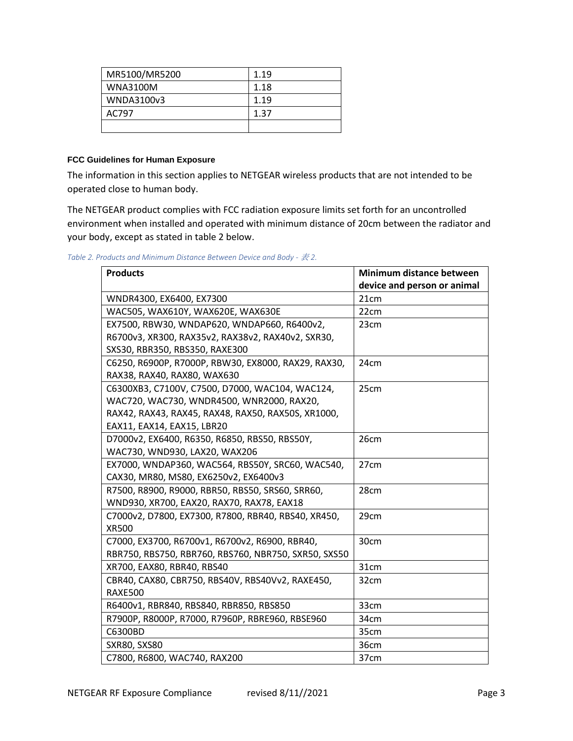| MR5100/MR5200 | 1.19 |
| --- | --- |
| WNA3100M | 1.18 |
| WNDA3100v3 | 1.19 |
| AC797 | 1.37 |
| | |

#### FCC Guidelines for Human Exposure

The information in this section applies to NETGEAR wireless products that are not intended to be operated close to human body.

The NETGEAR product complies with FCC radiation exposure limits set forth for an uncontrolled environment when installed and operated with minimum distance of 20cm between the radiator and your body, except as stated in table 2 below.

*Table 2. Products and Minimum Distance Between Device and Body - 表 2.*

| Products | Minimum distance between device and person or animal |
| --- | --- |
| WNDR4300, EX6400, EX7300 | 21cm |
| WAC505, WAX610Y, WAX620E, WAX630E | 22cm |
| EX7500, RBW30, WNDAP620, WNDAP660, R6400v2, R6700v3, XR300, RAX35v2, RAX38v2, RAX40v2, SXR30, SXS30, RBR350, RBS350, RAXE300 | 23cm |
| C6250, R6900P, R7000P, RBW30, EX8000, RAX29, RAX30, RAX38, RAX40, RAX80, WAX630 | 24cm |
| C6300XB3, C7100V, C7500, D7000, WAC104, WAC124, WAC720, WAC730, WNDR4500, WNR2000, RAX20, RAX42, RAX43, RAX45, RAX48, RAX50, RAX50S, XR1000, EAX11, EAX14, EAX15, LBR20 | 25cm |
| D7000v2, EX6400, R6350, R6850, RBS50, RBS50Y, WAC730, WND930, LAX20, WAX206 | 26cm |
| EX7000, WNDAP360, WAC564, RBS50Y, SRC60, WAC540, CAX30, MR80, MS80, EX6250v2, EX6400v3 | 27cm |
| R7500, R8900, R9000, RBR50, RBS50, SRS60, SRR60, WND930, XR700, EAX20, RAX70, RAX78, EAX18 | 28cm |
| C7000v2, D7800, EX7300, R7800, RBR40, RBS40, XR450, XR500 | 29cm |
| C7000, EX3700, R6700v1, R6700v2, R6900, RBR40, RBR750, RBS750, RBR760, RBS760, NBR750, SXR50, SXS50 | 30cm |
| XR700, EAX80, RBR40, RBS40 | 31cm |
| CBR40, CAX80, CBR750, RBS40V, RBS40Vv2, RAXE450, RAXE500 | 32cm |
| R6400v1, RBR840, RBS840, RBR850, RBS850 | 33cm |
| R7900P, R8000P, R7000, R7960P, RBRE960, RBSE960 | 34cm |
| C6300BD | 35cm |
| SXR80, SXS80 | 36cm |
| C7800, R6800, WAC740, RAX200 | 37cm |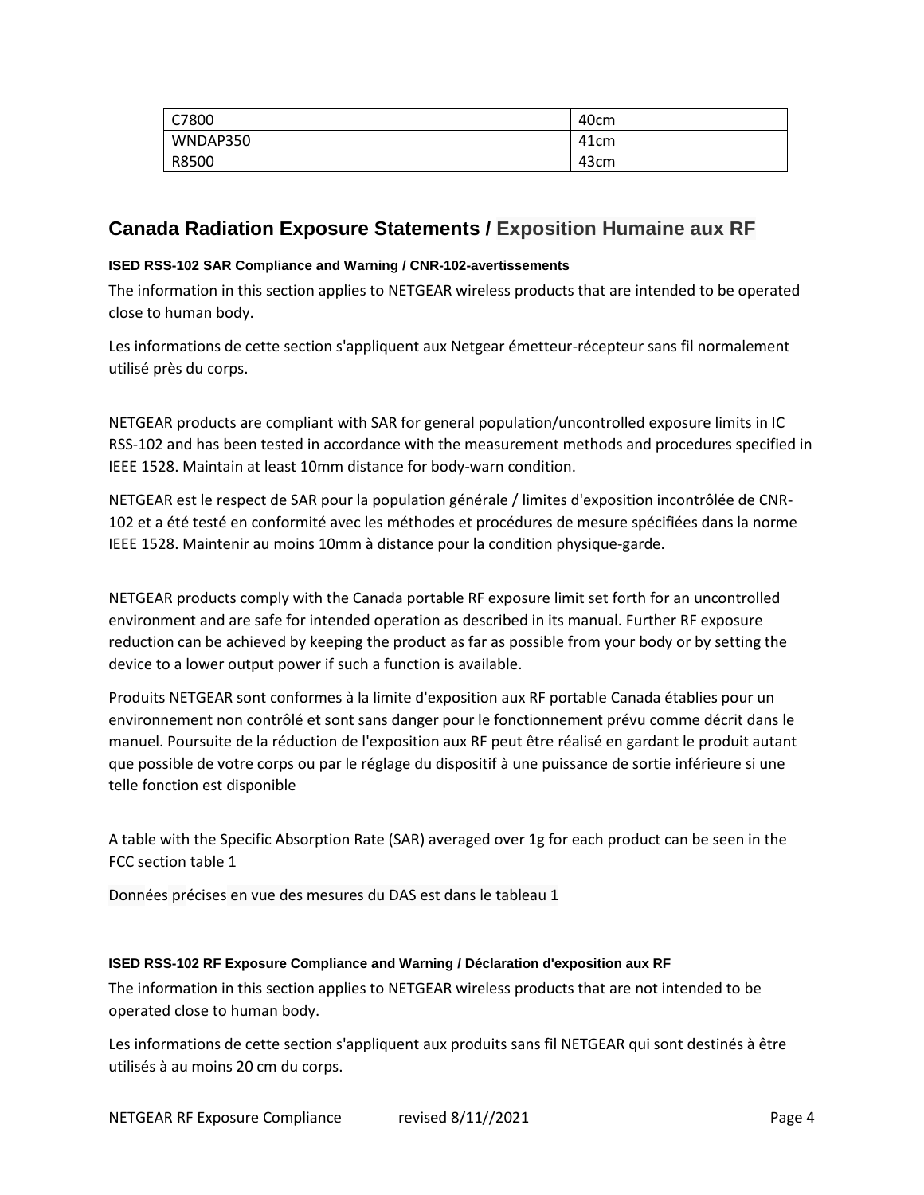| C7800 | 40cm |
| --- | --- |
| WNDAP350 | 41cm |
| R8500 | 43cm |

## Canada Radiation Exposure Statements / Exposition Humaine aux RF

#### ISED RSS-102 SAR Compliance and Warning / CNR-102-avertissements

The information in this section applies to NETGEAR wireless products that are intended to be operated close to human body.

Les informations de cette section s'appliquent aux Netgear émetteur-récepteur sans fil normalement utilisé près du corps.

NETGEAR products are compliant with SAR for general population/uncontrolled exposure limits in IC RSS-102 and has been tested in accordance with the measurement methods and procedures specified in IEEE 1528. Maintain at least 10mm distance for body-warn condition.

NETGEAR est le respect de SAR pour la population générale / limites d'exposition incontrôlée de CNR-102 et a été testé en conformité avec les méthodes et procédures de mesure spécifiées dans la norme IEEE 1528. Maintenir au moins 10mm à distance pour la condition physique-garde.

NETGEAR products comply with the Canada portable RF exposure limit set forth for an uncontrolled environment and are safe for intended operation as described in its manual. Further RF exposure reduction can be achieved by keeping the product as far as possible from your body or by setting the device to a lower output power if such a function is available.

Produits NETGEAR sont conformes à la limite d'exposition aux RF portable Canada établies pour un environnement non contrôlé et sont sans danger pour le fonctionnement prévu comme décrit dans le manuel. Poursuite de la réduction de l'exposition aux RF peut être réalisé en gardant le produit autant que possible de votre corps ou par le réglage du dispositif à une puissance de sortie inférieure si une telle fonction est disponible

A table with the Specific Absorption Rate (SAR) averaged over 1g for each product can be seen in the FCC section table 1

Données précises en vue des mesures du DAS est dans le tableau 1

#### ISED RSS-102 RF Exposure Compliance and Warning / Déclaration d'exposition aux RF

The information in this section applies to NETGEAR wireless products that are not intended to be operated close to human body.

Les informations de cette section s'appliquent aux produits sans fil NETGEAR qui sont destinés à être utilisés à au moins 20 cm du corps.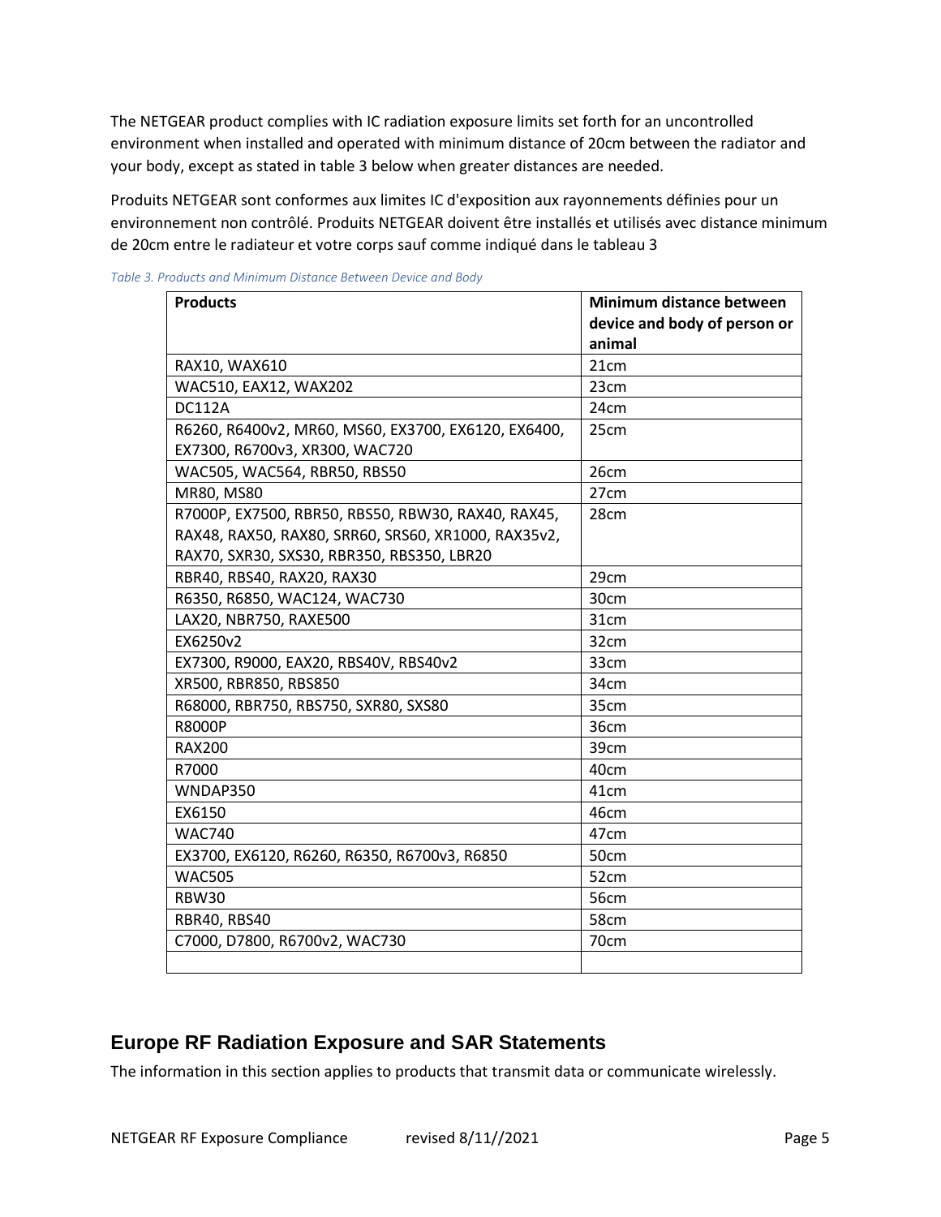The NETGEAR product complies with IC radiation exposure limits set forth for an uncontrolled environment when installed and operated with minimum distance of 20cm between the radiator and your body, except as stated in table 3 below when greater distances are needed.

Produits NETGEAR sont conformes aux limites IC d'exposition aux rayonnements définies pour un environnement non contrôlé. Produits NETGEAR doivent être installés et utilisés avec distance minimum de 20cm entre le radiateur et votre corps sauf comme indiqué dans le tableau 3

*Table 3. Products and Minimum Distance Between Device and Body*

| Products | Minimum distance between device and body of person or animal |
|---|---|
| RAX10, WAX610 | 21cm |
| WAC510, EAX12, WAX202 | 23cm |
| DC112A | 24cm |
| R6260, R6400v2, MR60, MS60, EX3700, EX6120, EX6400, EX7300, R6700v3, XR300, WAC720 | 25cm |
| WAC505, WAC564, RBR50, RBS50 | 26cm |
| MR80, MS80 | 27cm |
| R7000P, EX7500, RBR50, RBS50, RBW30, RAX40, RAX45, RAX48, RAX50, RAX80, SRR60, SRS60, XR1000, RAX35v2, RAX70, SXR30, SXS30, RBR350, RBS350, LBR20 | 28cm |
| RBR40, RBS40, RAX20, RAX30 | 29cm |
| R6350, R6850, WAC124, WAC730 | 30cm |
| LAX20, NBR750, RAXE500 | 31cm |
| EX6250v2 | 32cm |
| EX7300, R9000, EAX20, RBS40V, RBS40v2 | 33cm |
| XR500, RBR850, RBS850 | 34cm |
| R68000, RBR750, RBS750, SXR80, SXS80 | 35cm |
| R8000P | 36cm |
| RAX200 | 39cm |
| R7000 | 40cm |
| WNDAP350 | 41cm |
| EX6150 | 46cm |
| WAC740 | 47cm |
| EX3700, EX6120, R6260, R6350, R6700v3, R6850 | 50cm |
| WAC505 | 52cm |
| RBW30 | 56cm |
| RBR40, RBS40 | 58cm |
| C7000, D7800, R6700v2, WAC730 | 70cm |
| | |

## Europe RF Radiation Exposure and SAR Statements

The information in this section applies to products that transmit data or communicate wirelessly.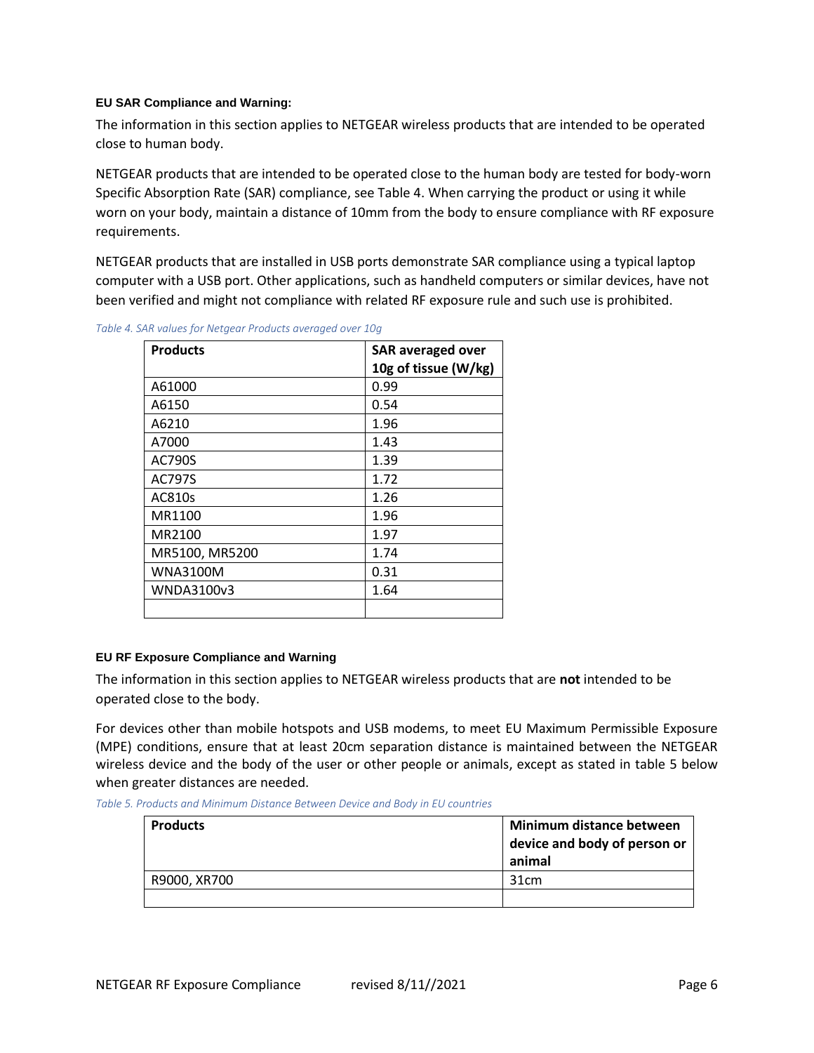### EU SAR Compliance and Warning:

The information in this section applies to NETGEAR wireless products that are intended to be operated close to human body.

NETGEAR products that are intended to be operated close to the human body are tested for body-worn Specific Absorption Rate (SAR) compliance, see Table 4. When carrying the product or using it while worn on your body, maintain a distance of 10mm from the body to ensure compliance with RF exposure requirements.

NETGEAR products that are installed in USB ports demonstrate SAR compliance using a typical laptop computer with a USB port. Other applications, such as handheld computers or similar devices, have not been verified and might not compliance with related RF exposure rule and such use is prohibited.

*Table 4. SAR values for Netgear Products averaged over 10g*

| Products | SAR averaged over 10g of tissue (W/kg) |
|---|---|
| A61000 | 0.99 |
| A6150 | 0.54 |
| A6210 | 1.96 |
| A7000 | 1.43 |
| AC790S | 1.39 |
| AC797S | 1.72 |
| AC810s | 1.26 |
| MR1100 | 1.96 |
| MR2100 | 1.97 |
| MR5100, MR5200 | 1.74 |
| WNA3100M | 0.31 |
| WNDA3100v3 | 1.64 |
| | |

### EU RF Exposure Compliance and Warning

The information in this section applies to NETGEAR wireless products that are **not** intended to be operated close to the body.

For devices other than mobile hotspots and USB modems, to meet EU Maximum Permissible Exposure (MPE) conditions, ensure that at least 20cm separation distance is maintained between the NETGEAR wireless device and the body of the user or other people or animals, except as stated in table 5 below when greater distances are needed.

*Table 5. Products and Minimum Distance Between Device and Body in EU countries*

| Products | Minimum distance between device and body of person or animal |
|---|---|
| R9000, XR700 | 31cm |
| | |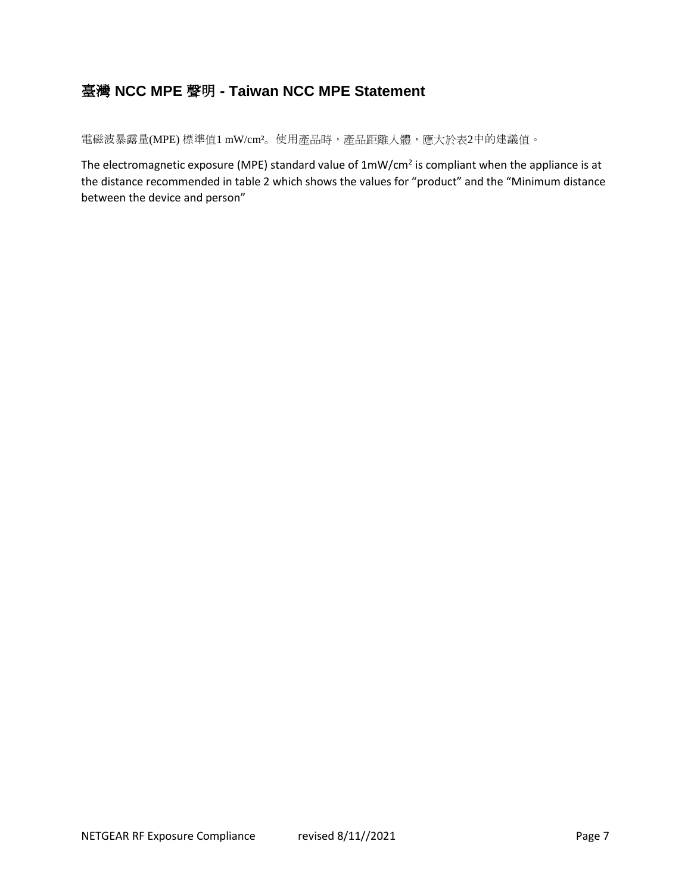## 臺灣 NCC MPE 聲明 - Taiwan NCC MPE Statement

電磁波暴露量(MPE) 標準值1 mW/cm²。使用產品時，產品距離人體，應大於表2中的建議值。

The electromagnetic exposure (MPE) standard value of 1mW/cm$^2$ is compliant when the appliance is at the distance recommended in table 2 which shows the values for "product" and the "Minimum distance between the device and person"